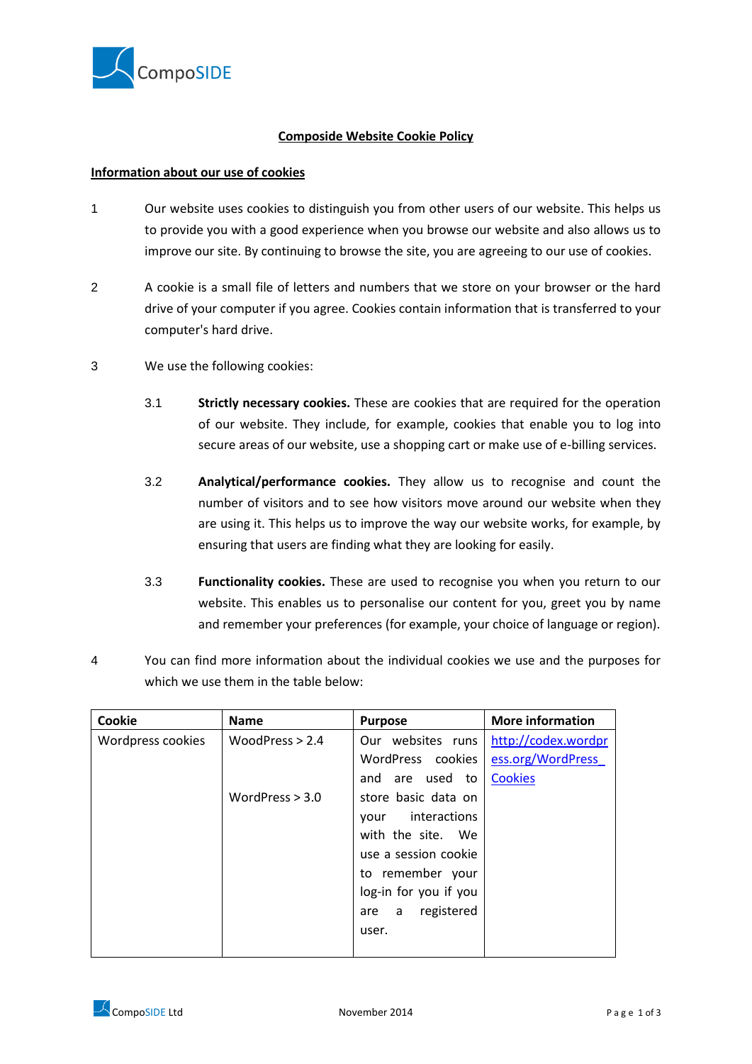CompoSIDE

# Composide Website Cookie Policy

## Information about our use of cookies

1. Our website uses cookies to distinguish you from other users of our website. This helps us to provide you with a good experience when you browse our website and also allows us to improve our site. By continuing to browse the site, you are agreeing to our use of cookies.

2. A cookie is a small file of letters and numbers that we store on your browser or the hard drive of your computer if you agree. Cookies contain information that is transferred to your computer's hard drive.

3. We use the following cookies:

   3.1 **Strictly necessary cookies.** These are cookies that are required for the operation of our website. They include, for example, cookies that enable you to log into secure areas of our website, use a shopping cart or make use of e-billing services.

   3.2 **Analytical/performance cookies.** They allow us to recognise and count the number of visitors and to see how visitors move around our website when they are using it. This helps us to improve the way our website works, for example, by ensuring that users are finding what they are looking for easily.

   3.3 **Functionality cookies.** These are used to recognise you when you return to our website. This enables us to personalise our content for you, greet you by name and remember your preferences (for example, your choice of language or region).

4. You can find more information about the individual cookies we use and the purposes for which we use them in the table below:

| Cookie | Name | Purpose | More information |
| --- | --- | --- | --- |
| Wordpress cookies | WoodPress > 2.4<br><br>WordPress > 3.0 | Our websites runs WordPress cookies and are used to store basic data on your interactions with the site. We use a session cookie to remember your log-in for you if you are a registered user. | [http://codex.wordpress.org/WordPress_Cookies](http://codex.wordpress.org/WordPress_Cookies) |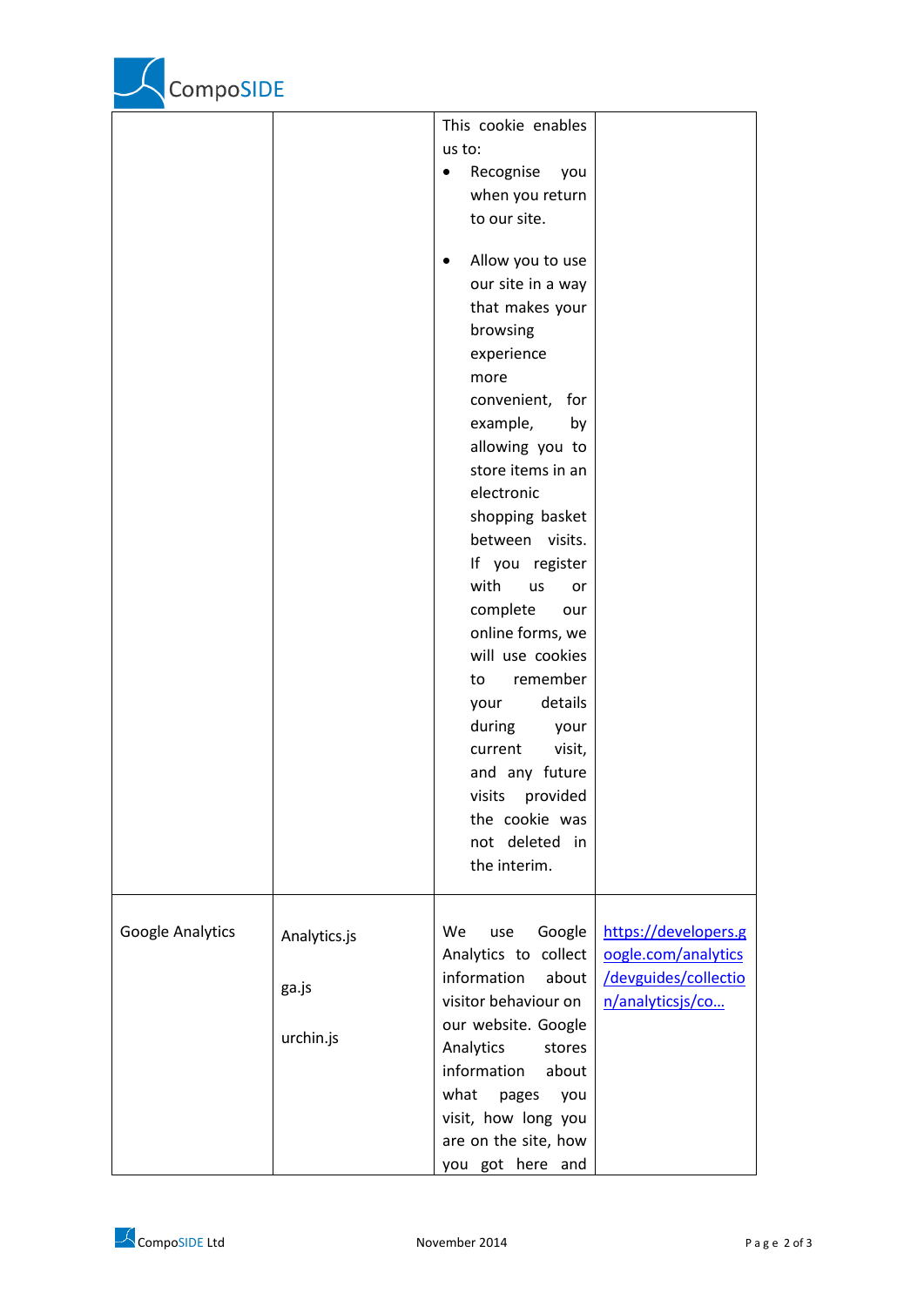| | | | |
|---|---|---|---|
| | | This cookie enables us to:<br>• Recognise you when you return to our site.<br>• Allow you to use our site in a way that makes your browsing experience more convenient, for example, by allowing you to store items in an electronic shopping basket between visits. If you register with us or complete our online forms, we will use cookies to remember your details during your current visit, and any future visits provided the cookie was not deleted in the interim. | |
| Google Analytics | Analytics.js<br><br>ga.js<br><br>urchin.js | We use Google Analytics to collect information about visitor behaviour on our website. Google Analytics stores information about what pages you visit, how long you are on the site, how you got here and | [https://developers.google.com/analytics/devguides/collection/analyticsjs/co…](https://developers.google.com/analytics/devguides/collection/analyticsjs/co…) |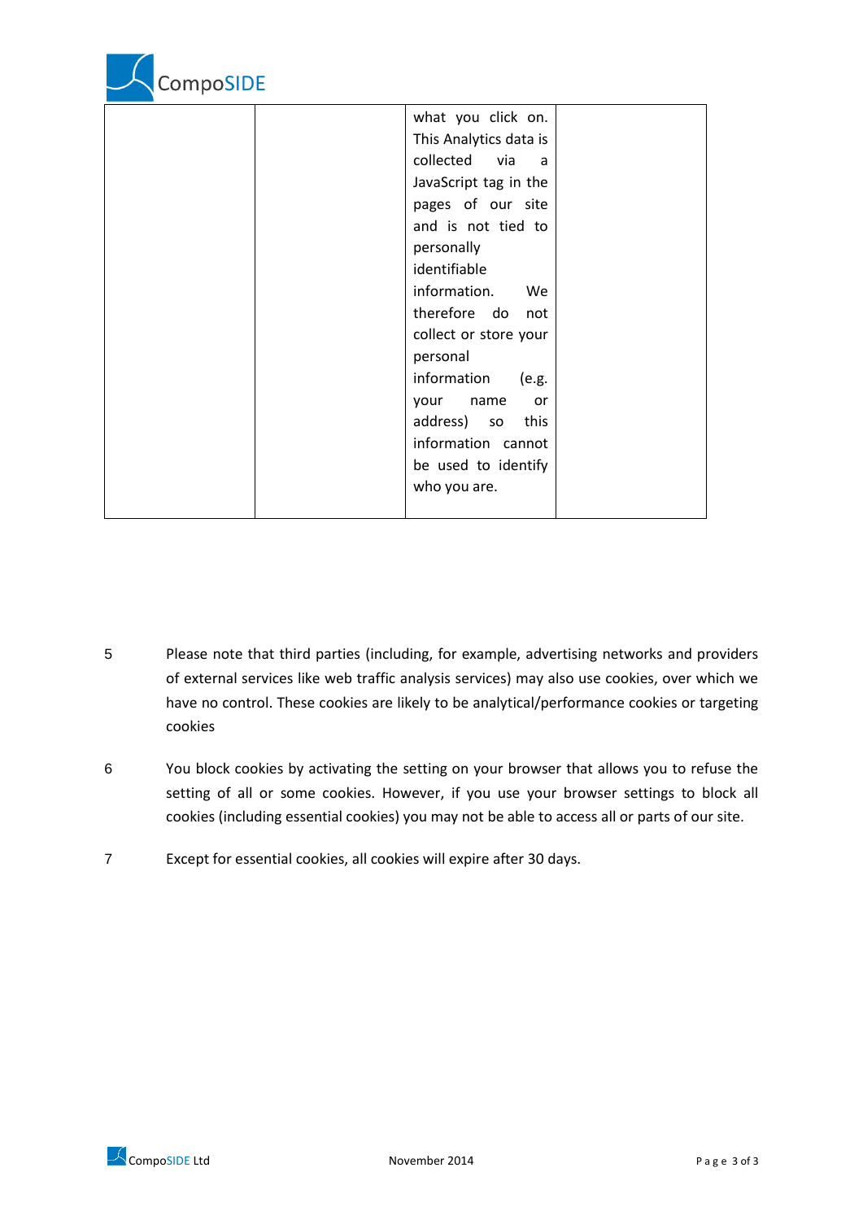| | | | |
|---|---|---|---|
| | | what you click on. This Analytics data is collected via a JavaScript tag in the pages of our site and is not tied to personally identifiable information. We therefore do not collect or store your personal information (e.g. your name or address) so this information cannot be used to identify who you are. | |

5 Please note that third parties (including, for example, advertising networks and providers of external services like web traffic analysis services) may also use cookies, over which we have no control. These cookies are likely to be analytical/performance cookies or targeting cookies

6 You block cookies by activating the setting on your browser that allows you to refuse the setting of all or some cookies. However, if you use your browser settings to block all cookies (including essential cookies) you may not be able to access all or parts of our site.

7 Except for essential cookies, all cookies will expire after 30 days.